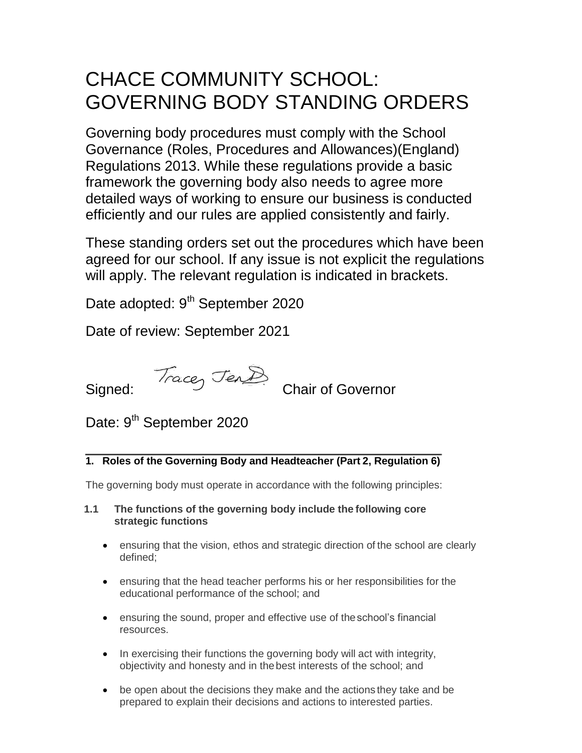# CHACE COMMUNITY SCHOOL: GOVERNING BODY STANDING ORDERS

Governing body procedures must comply with the School Governance (Roles, Procedures and Allowances)(England) Regulations 2013. While these regulations provide a basic framework the governing body also needs to agree more detailed ways of working to ensure our business is conducted efficiently and our rules are applied consistently and fairly.

These standing orders set out the procedures which have been agreed for our school. If any issue is not explicit the regulations will apply. The relevant regulation is indicated in brackets.

Date adopted: 9th September 2020

Date of review: September 2021

Signed: Tracey Jen... Chair of Governor

Date: 9th September 2020

**1. Roles of the Governing Body and Headteacher (Part 2, Regulation 6)**

The governing body must operate in accordance with the following principles:

**1.1 The functions of the governing body include the following core strategic functions**

- ensuring that the vision, ethos and strategic direction of the school are clearly defined;
- ensuring that the head teacher performs his or her responsibilities for the educational performance of the school; and
- ensuring the sound, proper and effective use of the school's financial resources.
- In exercising their functions the governing body will act with integrity, objectivity and honesty and in the best interests of the school; and
- be open about the decisions they make and the actions they take and be prepared to explain their decisions and actions to interested parties.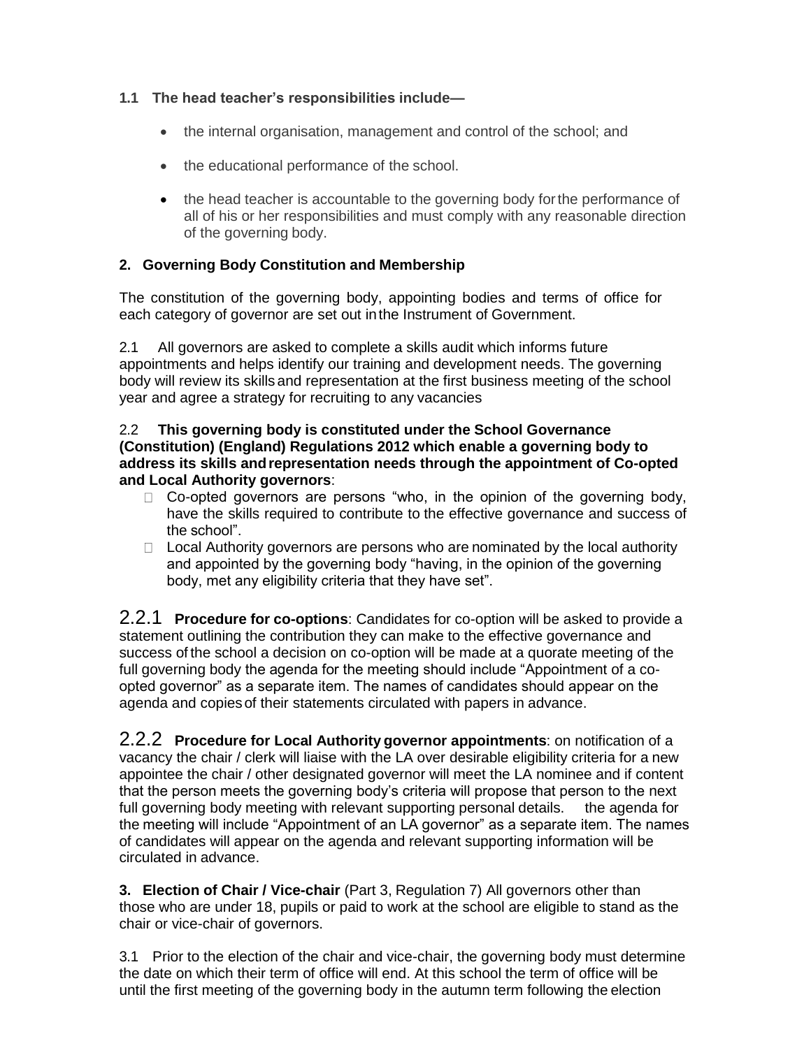### 1.1 The head teacher's responsibilities include—

- the internal organisation, management and control of the school; and
- the educational performance of the school.
- the head teacher is accountable to the governing body for the performance of all of his or her responsibilities and must comply with any reasonable direction of the governing body.

### 2. Governing Body Constitution and Membership

The constitution of the governing body, appointing bodies and terms of office for each category of governor are set out in the Instrument of Government.

2.1 All governors are asked to complete a skills audit which informs future appointments and helps identify our training and development needs. The governing body will review its skills and representation at the first business meeting of the school year and agree a strategy for recruiting to any vacancies

2.2 **This governing body is constituted under the School Governance (Constitution) (England) Regulations 2012 which enable a governing body to address its skills and representation needs through the appointment of Co-opted and Local Authority governors**:

- Co-opted governors are persons "who, in the opinion of the governing body, have the skills required to contribute to the effective governance and success of the school".
- Local Authority governors are persons who are nominated by the local authority and appointed by the governing body "having, in the opinion of the governing body, met any eligibility criteria that they have set".

2.2.1 **Procedure for co-options**: Candidates for co-option will be asked to provide a statement outlining the contribution they can make to the effective governance and success of the school a decision on co-option will be made at a quorate meeting of the full governing body the agenda for the meeting should include "Appointment of a co-opted governor" as a separate item. The names of candidates should appear on the agenda and copies of their statements circulated with papers in advance.

2.2.2 **Procedure for Local Authority governor appointments**: on notification of a vacancy the chair / clerk will liaise with the LA over desirable eligibility criteria for a new appointee the chair / other designated governor will meet the LA nominee and if content that the person meets the governing body's criteria will propose that person to the next full governing body meeting with relevant supporting personal details. the agenda for the meeting will include "Appointment of an LA governor" as a separate item. The names of candidates will appear on the agenda and relevant supporting information will be circulated in advance.

**3. Election of Chair / Vice-chair** (Part 3, Regulation 7) All governors other than those who are under 18, pupils or paid to work at the school are eligible to stand as the chair or vice-chair of governors.

3.1 Prior to the election of the chair and vice-chair, the governing body must determine the date on which their term of office will end. At this school the term of office will be until the first meeting of the governing body in the autumn term following the election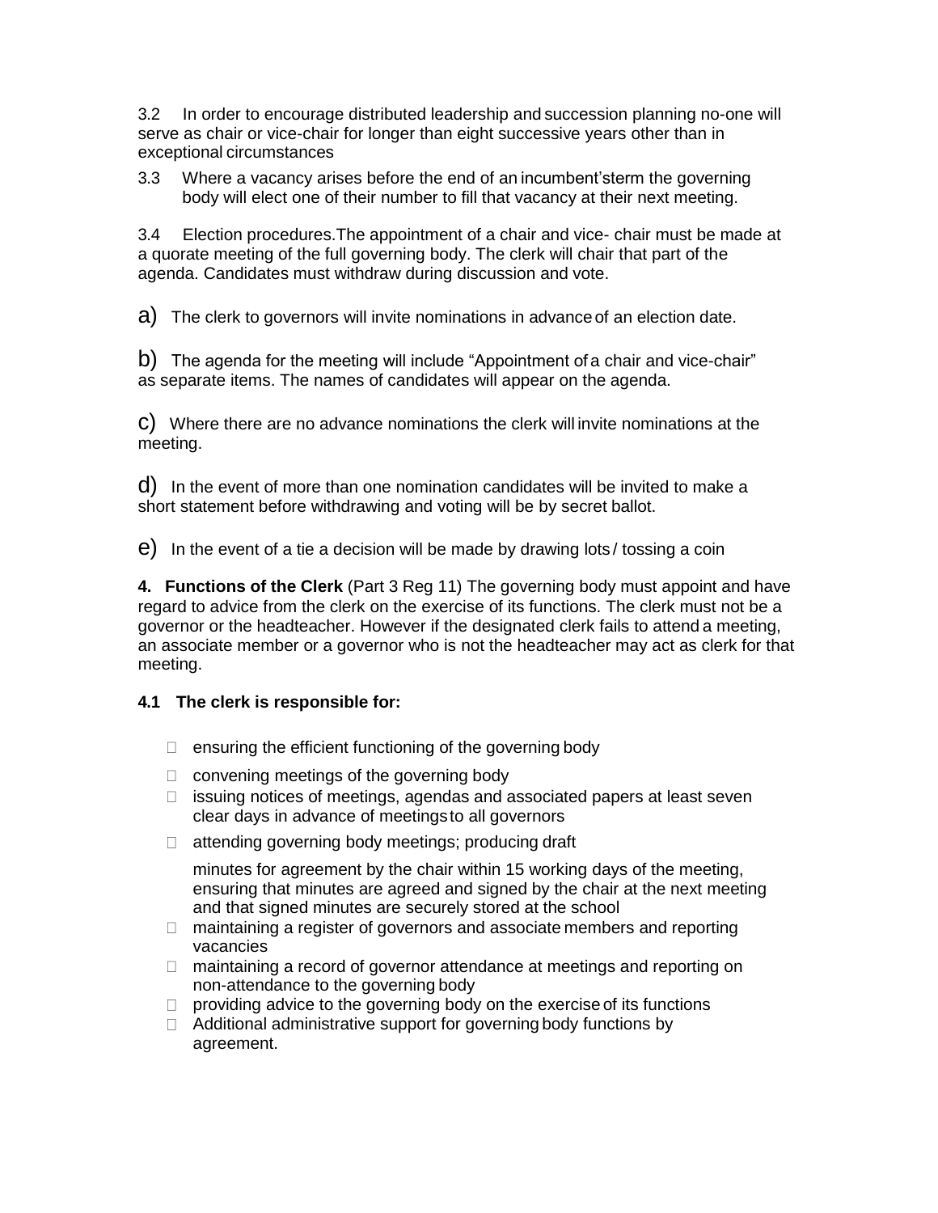3.2 In order to encourage distributed leadership and succession planning no-one will serve as chair or vice-chair for longer than eight successive years other than in exceptional circumstances

3.3 Where a vacancy arises before the end of an incumbent's term the governing body will elect one of their number to fill that vacancy at their next meeting.

3.4 Election procedures. The appointment of a chair and vice- chair must be made at a quorate meeting of the full governing body. The clerk will chair that part of the agenda. Candidates must withdraw during discussion and vote.

a) The clerk to governors will invite nominations in advance of an election date.

b) The agenda for the meeting will include "Appointment of a chair and vice-chair" as separate items. The names of candidates will appear on the agenda.

c) Where there are no advance nominations the clerk will invite nominations at the meeting.

d) In the event of more than one nomination candidates will be invited to make a short statement before withdrawing and voting will be by secret ballot.

e) In the event of a tie a decision will be made by drawing lots / tossing a coin

**4. Functions of the Clerk** (Part 3 Reg 11) The governing body must appoint and have regard to advice from the clerk on the exercise of its functions. The clerk must not be a governor or the headteacher. However if the designated clerk fails to attend a meeting, an associate member or a governor who is not the headteacher may act as clerk for that meeting.

**4.1 The clerk is responsible for:**

- ensuring the efficient functioning of the governing body
- convening meetings of the governing body
- issuing notices of meetings, agendas and associated papers at least seven clear days in advance of meetings to all governors
- attending governing body meetings; producing draft minutes for agreement by the chair within 15 working days of the meeting, ensuring that minutes are agreed and signed by the chair at the next meeting and that signed minutes are securely stored at the school
- maintaining a register of governors and associate members and reporting vacancies
- maintaining a record of governor attendance at meetings and reporting on non-attendance to the governing body
- providing advice to the governing body on the exercise of its functions
- Additional administrative support for governing body functions by agreement.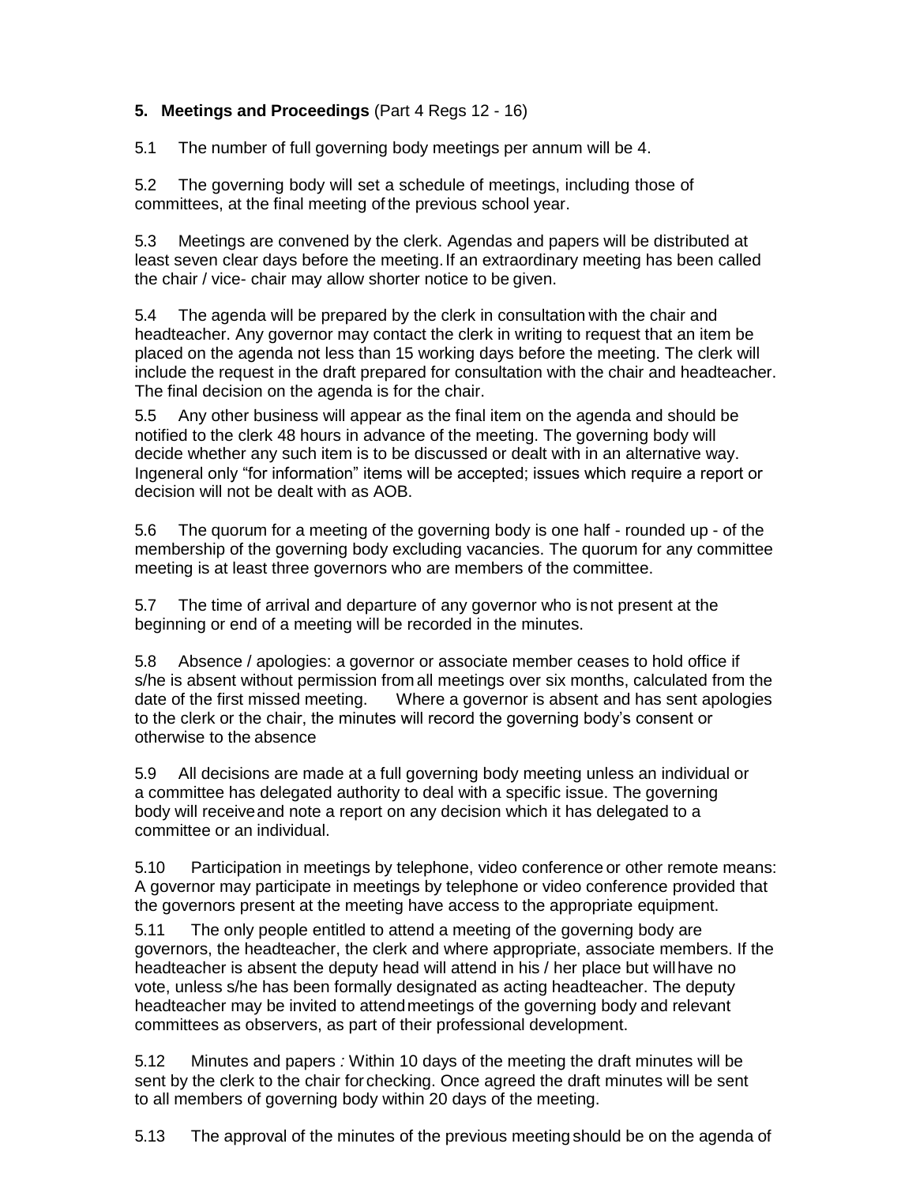**5. Meetings and Proceedings** (Part 4 Regs 12 - 16)

5.1 The number of full governing body meetings per annum will be 4.

5.2 The governing body will set a schedule of meetings, including those of committees, at the final meeting of the previous school year.

5.3 Meetings are convened by the clerk. Agendas and papers will be distributed at least seven clear days before the meeting. If an extraordinary meeting has been called the chair / vice- chair may allow shorter notice to be given.

5.4 The agenda will be prepared by the clerk in consultation with the chair and headteacher. Any governor may contact the clerk in writing to request that an item be placed on the agenda not less than 15 working days before the meeting. The clerk will include the request in the draft prepared for consultation with the chair and headteacher. The final decision on the agenda is for the chair.

5.5 Any other business will appear as the final item on the agenda and should be notified to the clerk 48 hours in advance of the meeting. The governing body will decide whether any such item is to be discussed or dealt with in an alternative way. Ingeneral only "for information" items will be accepted; issues which require a report or decision will not be dealt with as AOB.

5.6 The quorum for a meeting of the governing body is one half - rounded up - of the membership of the governing body excluding vacancies. The quorum for any committee meeting is at least three governors who are members of the committee.

5.7 The time of arrival and departure of any governor who is not present at the beginning or end of a meeting will be recorded in the minutes.

5.8 Absence / apologies: a governor or associate member ceases to hold office if s/he is absent without permission from all meetings over six months, calculated from the date of the first missed meeting. Where a governor is absent and has sent apologies to the clerk or the chair, the minutes will record the governing body's consent or otherwise to the absence

5.9 All decisions are made at a full governing body meeting unless an individual or a committee has delegated authority to deal with a specific issue. The governing body will receive and note a report on any decision which it has delegated to a committee or an individual.

5.10 Participation in meetings by telephone, video conference or other remote means: A governor may participate in meetings by telephone or video conference provided that the governors present at the meeting have access to the appropriate equipment.

5.11 The only people entitled to attend a meeting of the governing body are governors, the headteacher, the clerk and where appropriate, associate members. If the headteacher is absent the deputy head will attend in his / her place but will have no vote, unless s/he has been formally designated as acting headteacher. The deputy headteacher may be invited to attend meetings of the governing body and relevant committees as observers, as part of their professional development.

5.12 Minutes and papers *:* Within 10 days of the meeting the draft minutes will be sent by the clerk to the chair for checking. Once agreed the draft minutes will be sent to all members of governing body within 20 days of the meeting.

5.13 The approval of the minutes of the previous meeting should be on the agenda of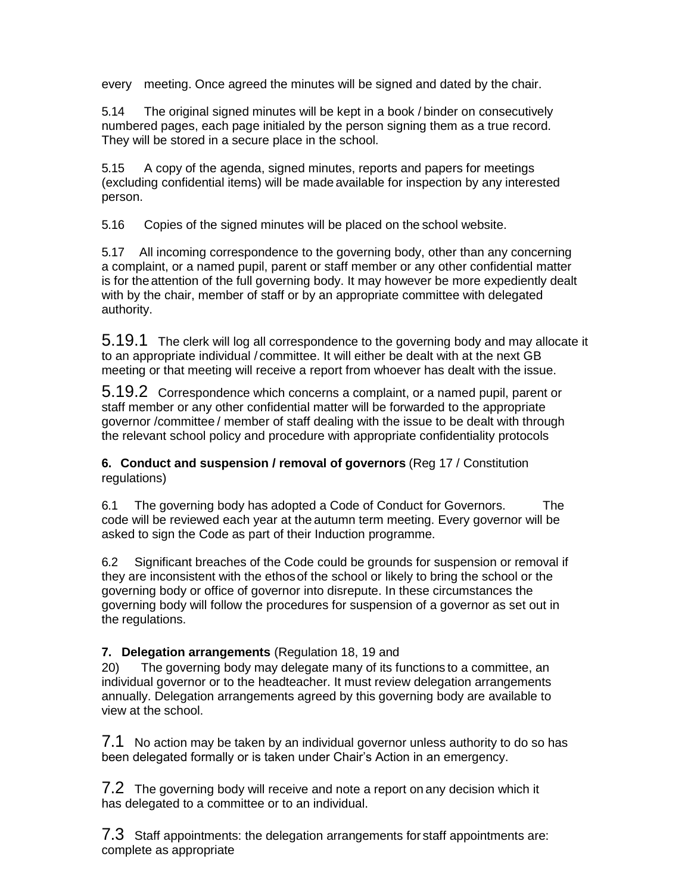every meeting. Once agreed the minutes will be signed and dated by the chair.

5.14 The original signed minutes will be kept in a book / binder on consecutively numbered pages, each page initialed by the person signing them as a true record. They will be stored in a secure place in the school.

5.15 A copy of the agenda, signed minutes, reports and papers for meetings (excluding confidential items) will be made available for inspection by any interested person.

5.16 Copies of the signed minutes will be placed on the school website.

5.17 All incoming correspondence to the governing body, other than any concerning a complaint, or a named pupil, parent or staff member or any other confidential matter is for the attention of the full governing body. It may however be more expediently dealt with by the chair, member of staff or by an appropriate committee with delegated authority.

5.19.1 The clerk will log all correspondence to the governing body and may allocate it to an appropriate individual / committee. It will either be dealt with at the next GB meeting or that meeting will receive a report from whoever has dealt with the issue.

5.19.2 Correspondence which concerns a complaint, or a named pupil, parent or staff member or any other confidential matter will be forwarded to the appropriate governor /committee / member of staff dealing with the issue to be dealt with through the relevant school policy and procedure with appropriate confidentiality protocols

**6. Conduct and suspension / removal of governors** (Reg 17 / Constitution regulations)

6.1 The governing body has adopted a Code of Conduct for Governors. The code will be reviewed each year at the autumn term meeting. Every governor will be asked to sign the Code as part of their Induction programme.

6.2 Significant breaches of the Code could be grounds for suspension or removal if they are inconsistent with the ethos of the school or likely to bring the school or the governing body or office of governor into disrepute. In these circumstances the governing body will follow the procedures for suspension of a governor as set out in the regulations.

**7. Delegation arrangements** (Regulation 18, 19 and 20) The governing body may delegate many of its functions to a committee, an individual governor or to the headteacher. It must review delegation arrangements annually. Delegation arrangements agreed by this governing body are available to view at the school.

7.1 No action may be taken by an individual governor unless authority to do so has been delegated formally or is taken under Chair's Action in an emergency.

7.2 The governing body will receive and note a report on any decision which it has delegated to a committee or to an individual.

7.3 Staff appointments: the delegation arrangements for staff appointments are: complete as appropriate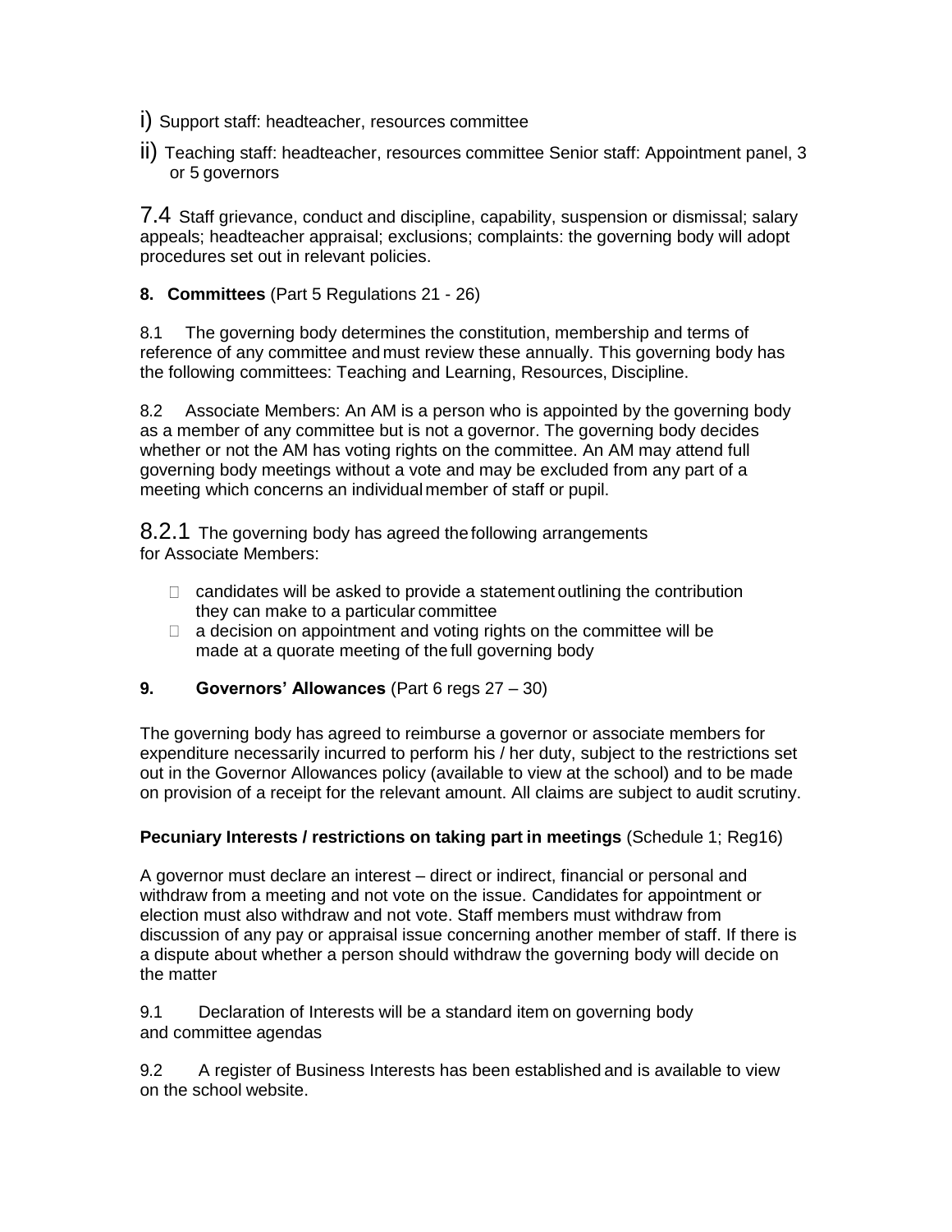i) Support staff: headteacher, resources committee

ii) Teaching staff: headteacher, resources committee Senior staff: Appointment panel, 3 or 5 governors

7.4 Staff grievance, conduct and discipline, capability, suspension or dismissal; salary appeals; headteacher appraisal; exclusions; complaints: the governing body will adopt procedures set out in relevant policies.

**8. Committees** (Part 5 Regulations 21 - 26)

8.1 The governing body determines the constitution, membership and terms of reference of any committee and must review these annually. This governing body has the following committees: Teaching and Learning, Resources, Discipline.

8.2 Associate Members: An AM is a person who is appointed by the governing body as a member of any committee but is not a governor. The governing body decides whether or not the AM has voting rights on the committee. An AM may attend full governing body meetings without a vote and may be excluded from any part of a meeting which concerns an individual member of staff or pupil.

8.2.1 The governing body has agreed the following arrangements for Associate Members:

- candidates will be asked to provide a statement outlining the contribution they can make to a particular committee
- a decision on appointment and voting rights on the committee will be made at a quorate meeting of the full governing body

**9. Governors' Allowances** (Part 6 regs 27 – 30)

The governing body has agreed to reimburse a governor or associate members for expenditure necessarily incurred to perform his / her duty, subject to the restrictions set out in the Governor Allowances policy (available to view at the school) and to be made on provision of a receipt for the relevant amount. All claims are subject to audit scrutiny.

**Pecuniary Interests / restrictions on taking part in meetings** (Schedule 1; Reg16)

A governor must declare an interest – direct or indirect, financial or personal and withdraw from a meeting and not vote on the issue. Candidates for appointment or election must also withdraw and not vote. Staff members must withdraw from discussion of any pay or appraisal issue concerning another member of staff. If there is a dispute about whether a person should withdraw the governing body will decide on the matter

9.1 Declaration of Interests will be a standard item on governing body and committee agendas

9.2 A register of Business Interests has been established and is available to view on the school website.